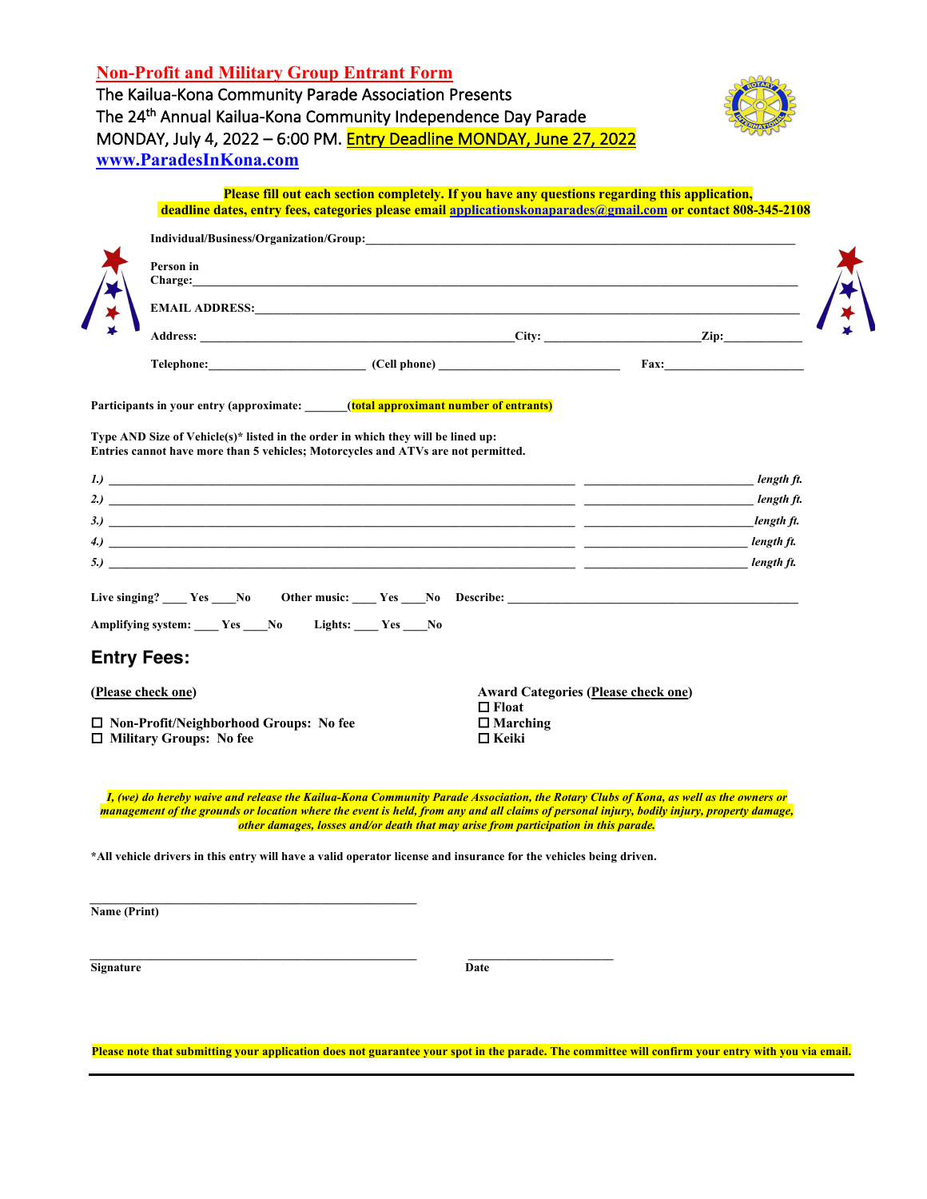## Non-Profit and Military Group Entrant Form

The Kailua-Kona Community Parade Association Presents
The 24th Annual Kailua-Kona Community Independence Day Parade
MONDAY, July 4, 2022 – 6:00 PM. Entry Deadline MONDAY, June 27, 2022
www.ParadesInKona.com

**Please fill out each section completely. If you have any questions regarding this application, deadline dates, entry fees, categories please email applicationskonaparades@gmail.com or contact 808-345-2108**

**Individual/Business/Organization/Group:**_______________________________________________

**Person in Charge:**_______________________________________________

**EMAIL ADDRESS:**_______________________________________________

**Address:** _______________________________ **City:** __________________ **Zip:**__________

**Telephone:**____________________ **(Cell phone)** ______________________ **Fax:**__________________

**Participants in your entry (approximate:** _______**(total approximant number of entrants)**

**Type AND Size of Vehicle(s)* listed in the order in which they will be lined up:**
**Entries cannot have more than 5 vehicles; Motorcycles and ATVs are not permitted.**

*1.)* _______________________________________ ____________________ *length ft.*
*2.)* _______________________________________ ____________________ *length ft.*
*3.)* _______________________________________ ____________________ *length ft.*
*4.)* _______________________________________ ____________________ *length ft.*
*5.)* _______________________________________ ____________________ *length ft.*

**Live singing?** ____ **Yes** ____**No** **Other music:** ____ **Yes** ____**No** **Describe:** ______________________________

**Amplifying system:** ____ **Yes** ____**No** **Lights:** ____ **Yes** ____**No**

## Entry Fees:

**(Please check one)**

☐ **Non-Profit/Neighborhood Groups: No fee**
☐ **Military Groups: No fee**

**Award Categories (Please check one)**
☐ **Float**
☐ **Marching**
☐ **Keiki**

***I, (we) do hereby waive and release the Kailua-Kona Community Parade Association, the Rotary Clubs of Kona, as well as the owners or management of the grounds or location where the event is held, from any and all claims of personal injury, bodily injury, property damage, other damages, losses and/or death that may arise from participation in this parade.***

**\*All vehicle drivers in this entry will have a valid operator license and insurance for the vehicles being driven.**

_______________________________________
**Name (Print)**

_______________________________________ ____________________
**Signature** **Date**

**Please note that submitting your application does not guarantee your spot in the parade. The committee will confirm your entry with you via email.**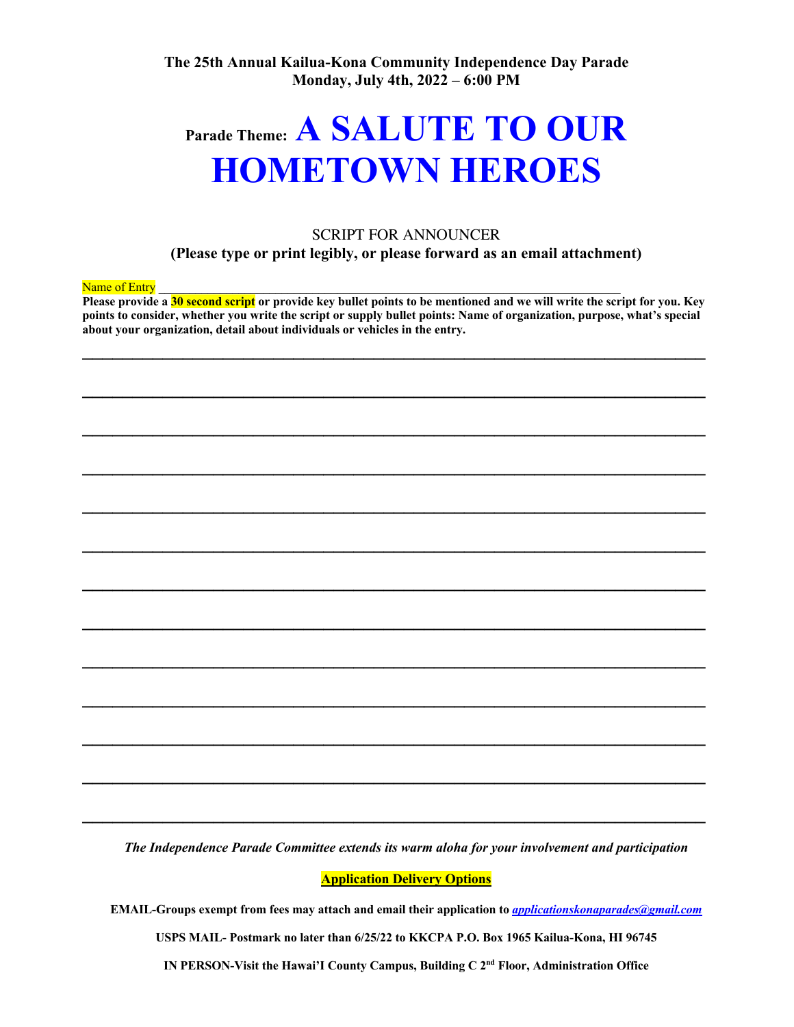**The 25th Annual Kailua-Kona Community Independence Day Parade**
**Monday, July 4th, 2022 – 6:00 PM**

# Parade Theme: A SALUTE TO OUR HOMETOWN HEROES

SCRIPT FOR ANNOUNCER

**(Please type or print legibly, or please forward as an email attachment)**

Name of Entry ____________________________________________________________________________

**Please provide a 30 second script or provide key bullet points to be mentioned and we will write the script for you. Key points to consider, whether you write the script or supply bullet points: Name of organization, purpose, what's special about your organization, detail about individuals or vehicles in the entry.**

________________________________________________________________________________

________________________________________________________________________________

________________________________________________________________________________

________________________________________________________________________________

________________________________________________________________________________

________________________________________________________________________________

________________________________________________________________________________

________________________________________________________________________________

________________________________________________________________________________

________________________________________________________________________________

________________________________________________________________________________

________________________________________________________________________________

________________________________________________________________________________

***The Independence Parade Committee extends its warm aloha for your involvement and participation***

**Application Delivery Options**

**EMAIL-Groups exempt from fees may attach and email their application to *applicationskonaparades@gmail.com***

**USPS MAIL- Postmark no later than 6/25/22 to KKCPA P.O. Box 1965 Kailua-Kona, HI 96745**

**IN PERSON-Visit the Hawai'I County Campus, Building C 2nd Floor, Administration Office**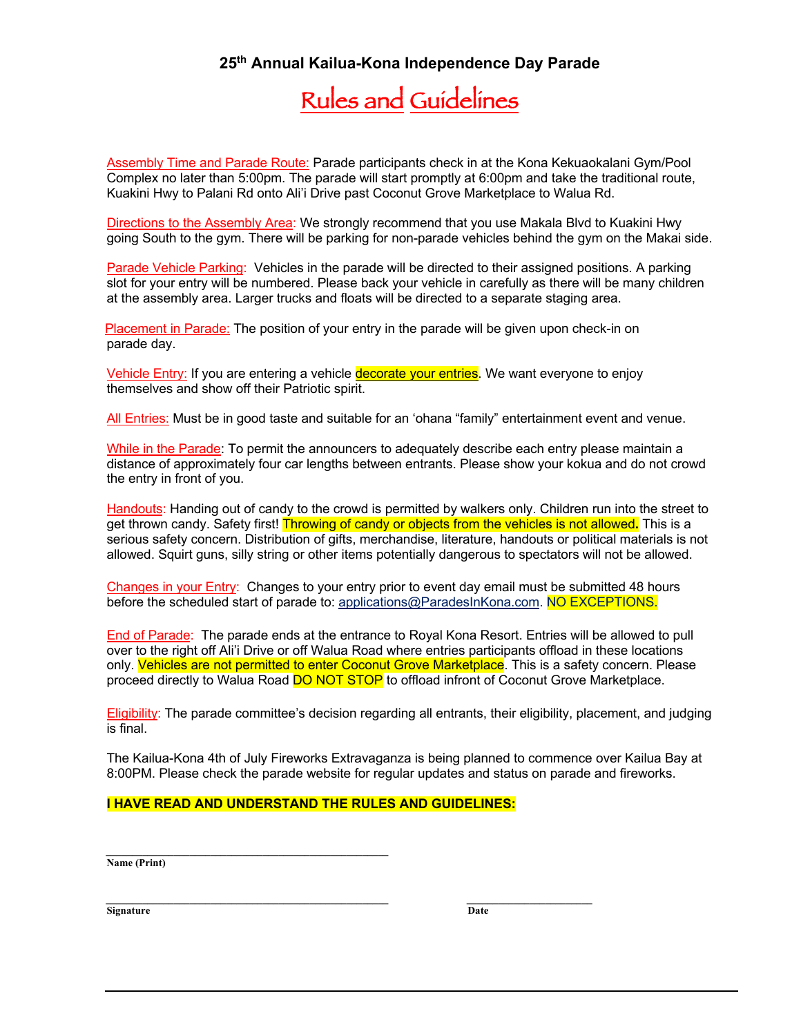# 25th Annual Kailua-Kona Independence Day Parade

## Rules and Guidelines

Assembly Time and Parade Route: Parade participants check in at the Kona Kekuaokalani Gym/Pool Complex no later than 5:00pm. The parade will start promptly at 6:00pm and take the traditional route, Kuakini Hwy to Palani Rd onto Ali'i Drive past Coconut Grove Marketplace to Walua Rd.

Directions to the Assembly Area: We strongly recommend that you use Makala Blvd to Kuakini Hwy going South to the gym. There will be parking for non-parade vehicles behind the gym on the Makai side.

Parade Vehicle Parking: Vehicles in the parade will be directed to their assigned positions. A parking slot for your entry will be numbered. Please back your vehicle in carefully as there will be many children at the assembly area. Larger trucks and floats will be directed to a separate staging area.

Placement in Parade: The position of your entry in the parade will be given upon check-in on parade day.

Vehicle Entry: If you are entering a vehicle decorate your entries. We want everyone to enjoy themselves and show off their Patriotic spirit.

All Entries: Must be in good taste and suitable for an 'ohana "family" entertainment event and venue.

While in the Parade: To permit the announcers to adequately describe each entry please maintain a distance of approximately four car lengths between entrants. Please show your kokua and do not crowd the entry in front of you.

Handouts: Handing out of candy to the crowd is permitted by walkers only. Children run into the street to get thrown candy. Safety first! Throwing of candy or objects from the vehicles is not allowed**.** This is a serious safety concern. Distribution of gifts, merchandise, literature, handouts or political materials is not allowed. Squirt guns, silly string or other items potentially dangerous to spectators will not be allowed.

Changes in your Entry: Changes to your entry prior to event day email must be submitted 48 hours before the scheduled start of parade to: applications@ParadesInKona.com. NO EXCEPTIONS.

End of Parade: The parade ends at the entrance to Royal Kona Resort. Entries will be allowed to pull over to the right off Ali'i Drive or off Walua Road where entries participants offload in these locations only. Vehicles are not permitted to enter Coconut Grove Marketplace. This is a safety concern. Please proceed directly to Walua Road DO NOT STOP to offload infront of Coconut Grove Marketplace.

Eligibility: The parade committee's decision regarding all entrants, their eligibility, placement, and judging is final.

The Kailua-Kona 4th of July Fireworks Extravaganza is being planned to commence over Kailua Bay at 8:00PM. Please check the parade website for regular updates and status on parade and fireworks.

**I HAVE READ AND UNDERSTAND THE RULES AND GUIDELINES:**

\_\_\_\_\_\_\_\_\_\_\_\_\_\_\_\_\_\_\_\_\_\_\_\_\_\_\_\_\_\_\_\_\_\_\_\_\_\_\_\_\_\_\_\_
**Name (Print)**

\_\_\_\_\_\_\_\_\_\_\_\_\_\_\_\_\_\_\_\_\_\_\_\_\_\_\_\_\_\_\_\_\_\_\_\_\_\_\_\_\_\_\_\_ \_\_\_\_\_\_\_\_\_\_\_\_\_\_\_\_\_\_\_\_
**Signature** **Date**